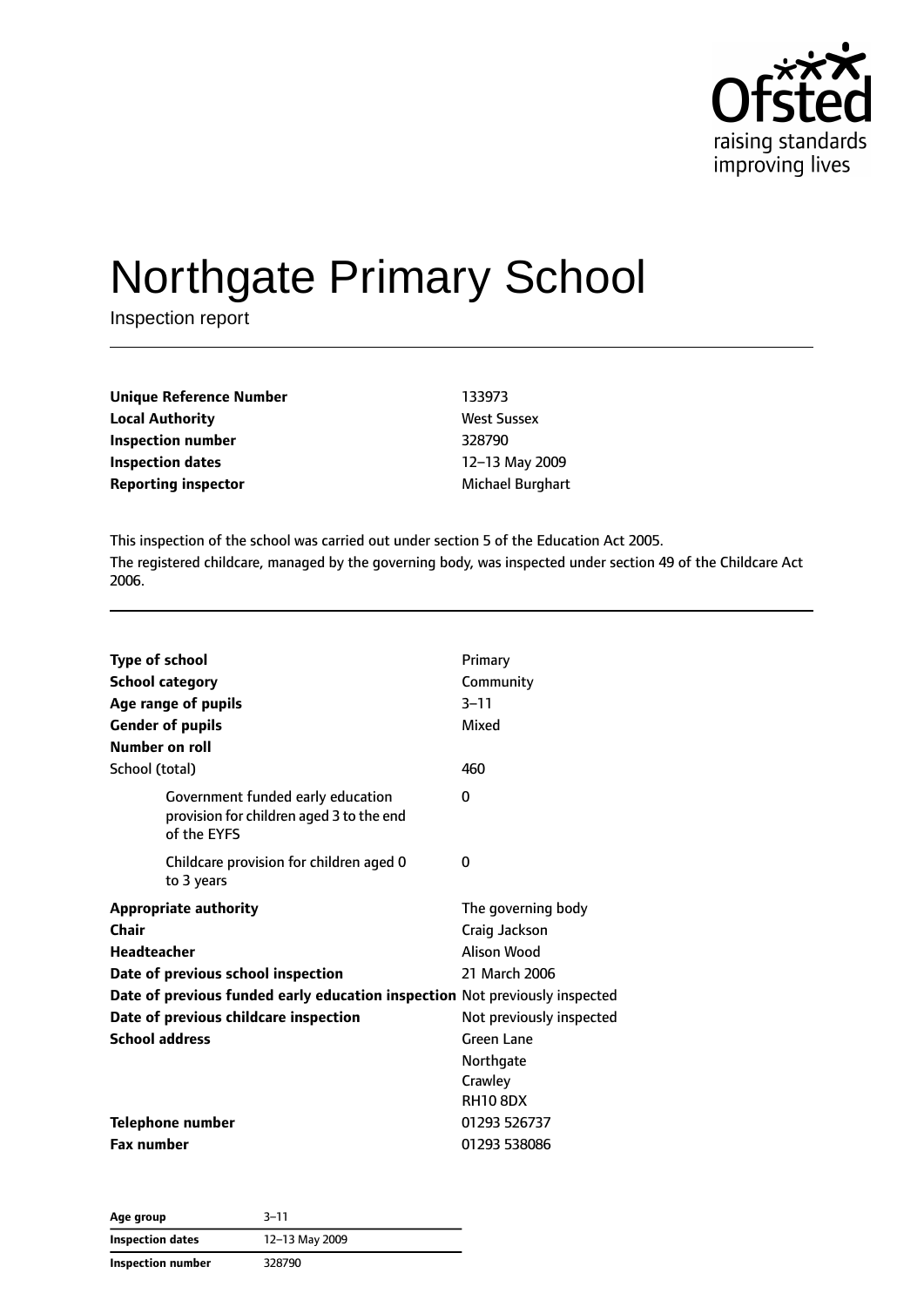# Northgate Primary School

Inspection report

| | |
|---|---|
| **Unique Reference Number** | 133973 |
| **Local Authority** | West Sussex |
| **Inspection number** | 328790 |
| **Inspection dates** | 12–13 May 2009 |
| **Reporting inspector** | Michael Burghart |

This inspection of the school was carried out under section 5 of the Education Act 2005.

The registered childcare, managed by the governing body, was inspected under section 49 of the Childcare Act 2006.

| | |
|---|---|
| **Type of school** | Primary |
| **School category** | Community |
| **Age range of pupils** | 3–11 |
| **Gender of pupils** | Mixed |
| **Number on roll** | |
| School (total) | 460 |
| Government funded early education provision for children aged 3 to the end of the EYFS | 0 |
| Childcare provision for children aged 0 to 3 years | 0 |
| **Appropriate authority** | The governing body |
| **Chair** | Craig Jackson |
| **Headteacher** | Alison Wood |
| **Date of previous school inspection** | 21 March 2006 |
| **Date of previous funded early education inspection** | Not previously inspected |
| **Date of previous childcare inspection** | Not previously inspected |
| **School address** | Green Lane<br>Northgate<br>Crawley<br>RH10 8DX |
| **Telephone number** | 01293 526737 |
| **Fax number** | 01293 538086 |

| | |
|---|---|
| **Age group** | 3–11 |
| **Inspection dates** | 12–13 May 2009 |
| **Inspection number** | 328790 |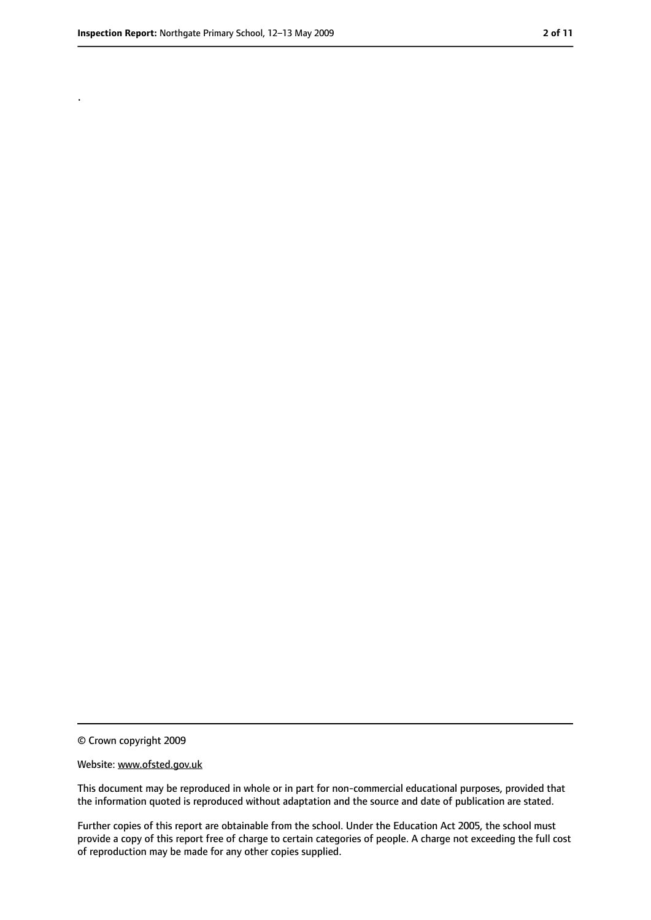.

© Crown copyright 2009

Website: www.ofsted.gov.uk

This document may be reproduced in whole or in part for non-commercial educational purposes, provided that the information quoted is reproduced without adaptation and the source and date of publication are stated.

Further copies of this report are obtainable from the school. Under the Education Act 2005, the school must provide a copy of this report free of charge to certain categories of people. A charge not exceeding the full cost of reproduction may be made for any other copies supplied.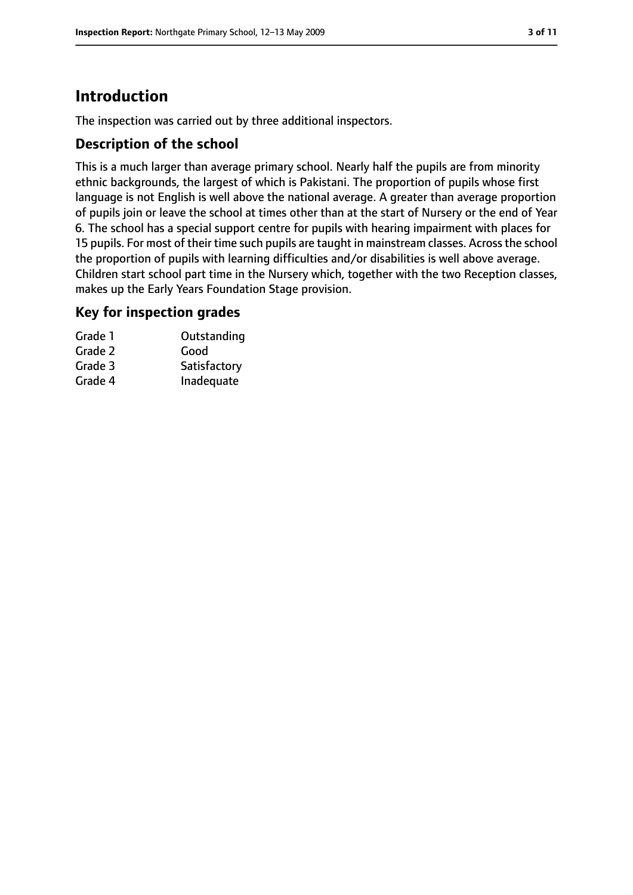# Introduction

The inspection was carried out by three additional inspectors.

## Description of the school

This is a much larger than average primary school. Nearly half the pupils are from minority ethnic backgrounds, the largest of which is Pakistani. The proportion of pupils whose first language is not English is well above the national average. A greater than average proportion of pupils join or leave the school at times other than at the start of Nursery or the end of Year 6. The school has a special support centre for pupils with hearing impairment with places for 15 pupils. For most of their time such pupils are taught in mainstream classes. Across the school the proportion of pupils with learning difficulties and/or disabilities is well above average. Children start school part time in the Nursery which, together with the two Reception classes, makes up the Early Years Foundation Stage provision.

## Key for inspection grades

| | |
|---|---|
| Grade 1 | Outstanding |
| Grade 2 | Good |
| Grade 3 | Satisfactory |
| Grade 4 | Inadequate |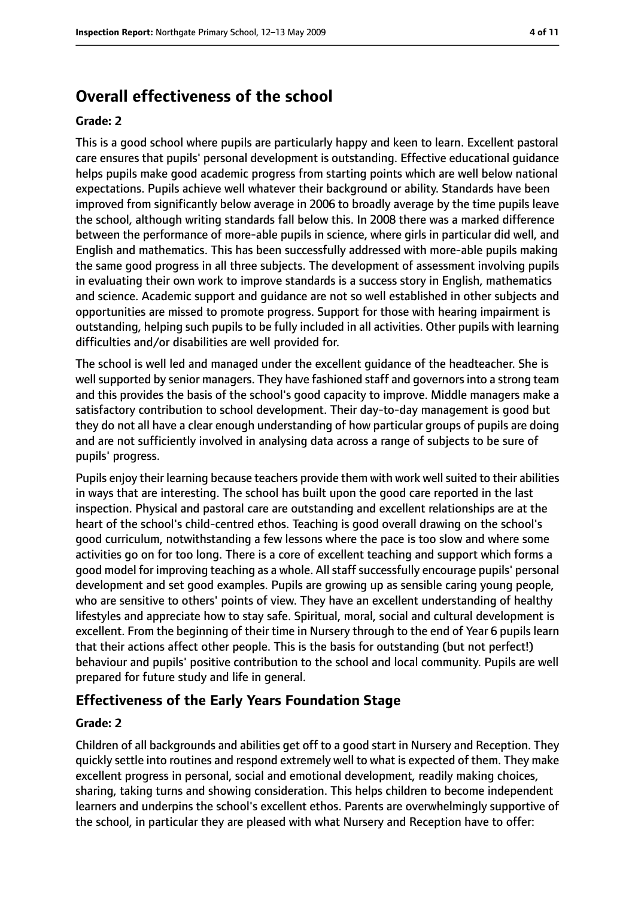## Overall effectiveness of the school

**Grade: 2**

This is a good school where pupils are particularly happy and keen to learn. Excellent pastoral care ensures that pupils' personal development is outstanding. Effective educational guidance helps pupils make good academic progress from starting points which are well below national expectations. Pupils achieve well whatever their background or ability. Standards have been improved from significantly below average in 2006 to broadly average by the time pupils leave the school, although writing standards fall below this. In 2008 there was a marked difference between the performance of more-able pupils in science, where girls in particular did well, and English and mathematics. This has been successfully addressed with more-able pupils making the same good progress in all three subjects. The development of assessment involving pupils in evaluating their own work to improve standards is a success story in English, mathematics and science. Academic support and guidance are not so well established in other subjects and opportunities are missed to promote progress. Support for those with hearing impairment is outstanding, helping such pupils to be fully included in all activities. Other pupils with learning difficulties and/or disabilities are well provided for.

The school is well led and managed under the excellent guidance of the headteacher. She is well supported by senior managers. They have fashioned staff and governors into a strong team and this provides the basis of the school's good capacity to improve. Middle managers make a satisfactory contribution to school development. Their day-to-day management is good but they do not all have a clear enough understanding of how particular groups of pupils are doing and are not sufficiently involved in analysing data across a range of subjects to be sure of pupils' progress.

Pupils enjoy their learning because teachers provide them with work well suited to their abilities in ways that are interesting. The school has built upon the good care reported in the last inspection. Physical and pastoral care are outstanding and excellent relationships are at the heart of the school's child-centred ethos. Teaching is good overall drawing on the school's good curriculum, notwithstanding a few lessons where the pace is too slow and where some activities go on for too long. There is a core of excellent teaching and support which forms a good model for improving teaching as a whole. All staff successfully encourage pupils' personal development and set good examples. Pupils are growing up as sensible caring young people, who are sensitive to others' points of view. They have an excellent understanding of healthy lifestyles and appreciate how to stay safe. Spiritual, moral, social and cultural development is excellent. From the beginning of their time in Nursery through to the end of Year 6 pupils learn that their actions affect other people. This is the basis for outstanding (but not perfect!) behaviour and pupils' positive contribution to the school and local community. Pupils are well prepared for future study and life in general.

### Effectiveness of the Early Years Foundation Stage

**Grade: 2**

Children of all backgrounds and abilities get off to a good start in Nursery and Reception. They quickly settle into routines and respond extremely well to what is expected of them. They make excellent progress in personal, social and emotional development, readily making choices, sharing, taking turns and showing consideration. This helps children to become independent learners and underpins the school's excellent ethos. Parents are overwhelmingly supportive of the school, in particular they are pleased with what Nursery and Reception have to offer: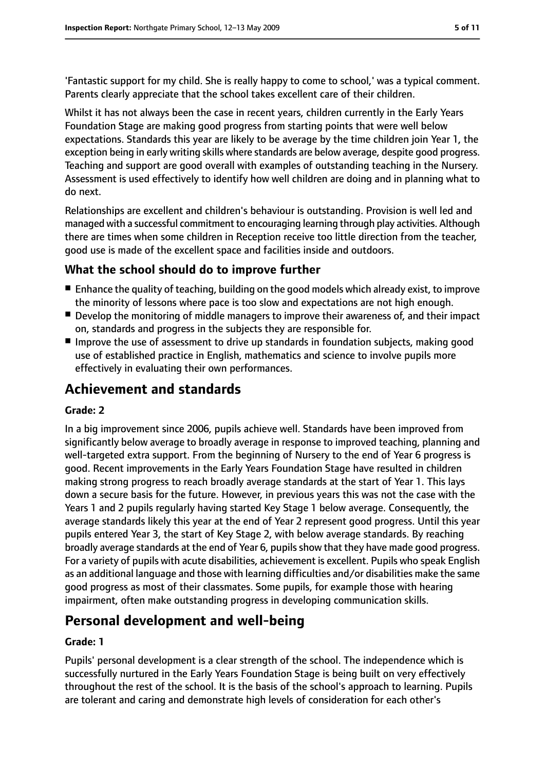'Fantastic support for my child. She is really happy to come to school,' was a typical comment. Parents clearly appreciate that the school takes excellent care of their children.

Whilst it has not always been the case in recent years, children currently in the Early Years Foundation Stage are making good progress from starting points that were well below expectations. Standards this year are likely to be average by the time children join Year 1, the exception being in early writing skills where standards are below average, despite good progress. Teaching and support are good overall with examples of outstanding teaching in the Nursery. Assessment is used effectively to identify how well children are doing and in planning what to do next.

Relationships are excellent and children's behaviour is outstanding. Provision is well led and managed with a successful commitment to encouraging learning through play activities. Although there are times when some children in Reception receive too little direction from the teacher, good use is made of the excellent space and facilities inside and outdoors.

### What the school should do to improve further

- Enhance the quality of teaching, building on the good models which already exist, to improve the minority of lessons where pace is too slow and expectations are not high enough.
- Develop the monitoring of middle managers to improve their awareness of, and their impact on, standards and progress in the subjects they are responsible for.
- Improve the use of assessment to drive up standards in foundation subjects, making good use of established practice in English, mathematics and science to involve pupils more effectively in evaluating their own performances.

## Achievement and standards

**Grade: 2**

In a big improvement since 2006, pupils achieve well. Standards have been improved from significantly below average to broadly average in response to improved teaching, planning and well-targeted extra support. From the beginning of Nursery to the end of Year 6 progress is good. Recent improvements in the Early Years Foundation Stage have resulted in children making strong progress to reach broadly average standards at the start of Year 1. This lays down a secure basis for the future. However, in previous years this was not the case with the Years 1 and 2 pupils regularly having started Key Stage 1 below average. Consequently, the average standards likely this year at the end of Year 2 represent good progress. Until this year pupils entered Year 3, the start of Key Stage 2, with below average standards. By reaching broadly average standards at the end of Year 6, pupils show that they have made good progress. For a variety of pupils with acute disabilities, achievement is excellent. Pupils who speak English as an additional language and those with learning difficulties and/or disabilities make the same good progress as most of their classmates. Some pupils, for example those with hearing impairment, often make outstanding progress in developing communication skills.

## Personal development and well-being

**Grade: 1**

Pupils' personal development is a clear strength of the school. The independence which is successfully nurtured in the Early Years Foundation Stage is being built on very effectively throughout the rest of the school. It is the basis of the school's approach to learning. Pupils are tolerant and caring and demonstrate high levels of consideration for each other's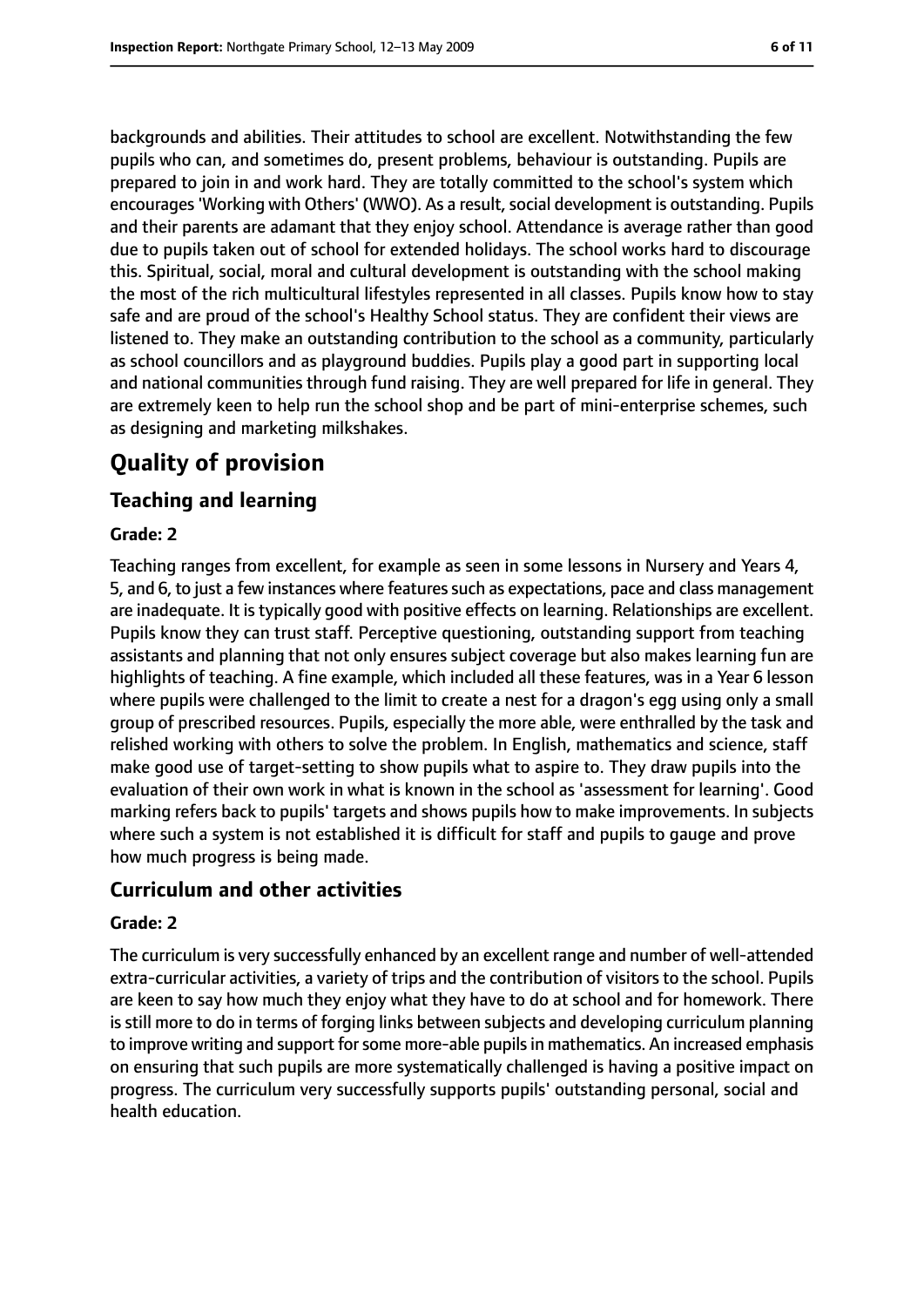backgrounds and abilities. Their attitudes to school are excellent. Notwithstanding the few pupils who can, and sometimes do, present problems, behaviour is outstanding. Pupils are prepared to join in and work hard. They are totally committed to the school's system which encourages 'Working with Others' (WWO). As a result, social development is outstanding. Pupils and their parents are adamant that they enjoy school. Attendance is average rather than good due to pupils taken out of school for extended holidays. The school works hard to discourage this. Spiritual, social, moral and cultural development is outstanding with the school making the most of the rich multicultural lifestyles represented in all classes. Pupils know how to stay safe and are proud of the school's Healthy School status. They are confident their views are listened to. They make an outstanding contribution to the school as a community, particularly as school councillors and as playground buddies. Pupils play a good part in supporting local and national communities through fund raising. They are well prepared for life in general. They are extremely keen to help run the school shop and be part of mini-enterprise schemes, such as designing and marketing milkshakes.

# Quality of provision

## Teaching and learning

**Grade: 2**

Teaching ranges from excellent, for example as seen in some lessons in Nursery and Years 4, 5, and 6, to just a few instances where features such as expectations, pace and class management are inadequate. It is typically good with positive effects on learning. Relationships are excellent. Pupils know they can trust staff. Perceptive questioning, outstanding support from teaching assistants and planning that not only ensures subject coverage but also makes learning fun are highlights of teaching. A fine example, which included all these features, was in a Year 6 lesson where pupils were challenged to the limit to create a nest for a dragon's egg using only a small group of prescribed resources. Pupils, especially the more able, were enthralled by the task and relished working with others to solve the problem. In English, mathematics and science, staff make good use of target-setting to show pupils what to aspire to. They draw pupils into the evaluation of their own work in what is known in the school as 'assessment for learning'. Good marking refers back to pupils' targets and shows pupils how to make improvements. In subjects where such a system is not established it is difficult for staff and pupils to gauge and prove how much progress is being made.

## Curriculum and other activities

**Grade: 2**

The curriculum is very successfully enhanced by an excellent range and number of well-attended extra-curricular activities, a variety of trips and the contribution of visitors to the school. Pupils are keen to say how much they enjoy what they have to do at school and for homework. There is still more to do in terms of forging links between subjects and developing curriculum planning to improve writing and support for some more-able pupils in mathematics. An increased emphasis on ensuring that such pupils are more systematically challenged is having a positive impact on progress. The curriculum very successfully supports pupils' outstanding personal, social and health education.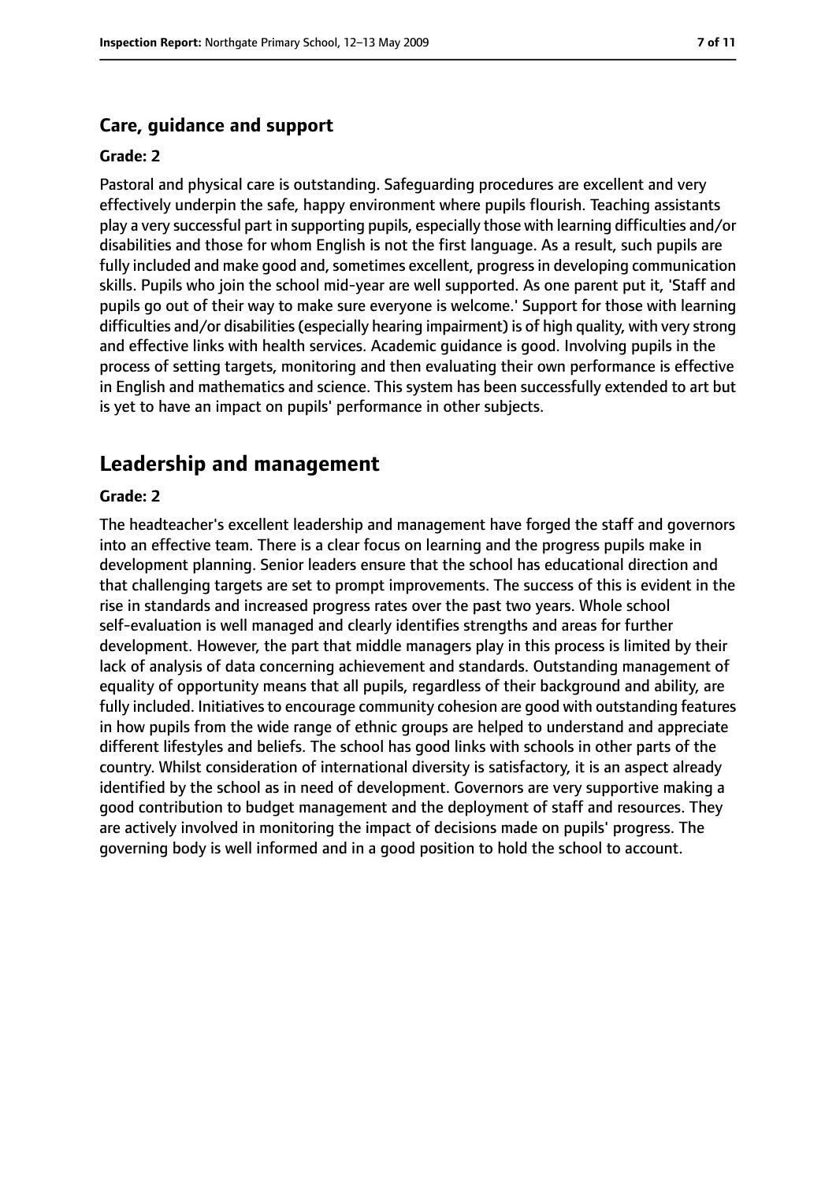### Care, guidance and support

#### Grade: 2

Pastoral and physical care is outstanding. Safeguarding procedures are excellent and very effectively underpin the safe, happy environment where pupils flourish. Teaching assistants play a very successful part in supporting pupils, especially those with learning difficulties and/or disabilities and those for whom English is not the first language. As a result, such pupils are fully included and make good and, sometimes excellent, progress in developing communication skills. Pupils who join the school mid-year are well supported. As one parent put it, 'Staff and pupils go out of their way to make sure everyone is welcome.' Support for those with learning difficulties and/or disabilities (especially hearing impairment) is of high quality, with very strong and effective links with health services. Academic guidance is good. Involving pupils in the process of setting targets, monitoring and then evaluating their own performance is effective in English and mathematics and science. This system has been successfully extended to art but is yet to have an impact on pupils' performance in other subjects.

## Leadership and management

#### Grade: 2

The headteacher's excellent leadership and management have forged the staff and governors into an effective team. There is a clear focus on learning and the progress pupils make in development planning. Senior leaders ensure that the school has educational direction and that challenging targets are set to prompt improvements. The success of this is evident in the rise in standards and increased progress rates over the past two years. Whole school self-evaluation is well managed and clearly identifies strengths and areas for further development. However, the part that middle managers play in this process is limited by their lack of analysis of data concerning achievement and standards. Outstanding management of equality of opportunity means that all pupils, regardless of their background and ability, are fully included. Initiatives to encourage community cohesion are good with outstanding features in how pupils from the wide range of ethnic groups are helped to understand and appreciate different lifestyles and beliefs. The school has good links with schools in other parts of the country. Whilst consideration of international diversity is satisfactory, it is an aspect already identified by the school as in need of development. Governors are very supportive making a good contribution to budget management and the deployment of staff and resources. They are actively involved in monitoring the impact of decisions made on pupils' progress. The governing body is well informed and in a good position to hold the school to account.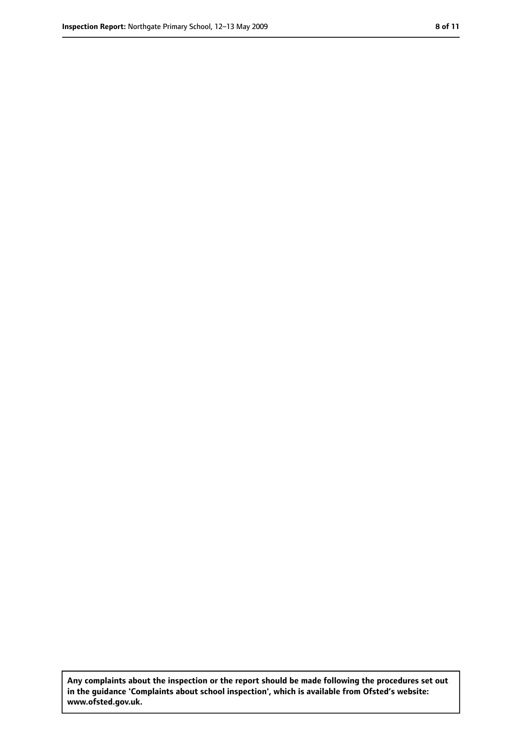**Any complaints about the inspection or the report should be made following the procedures set out in the guidance 'Complaints about school inspection', which is available from Ofsted's website: www.ofsted.gov.uk.**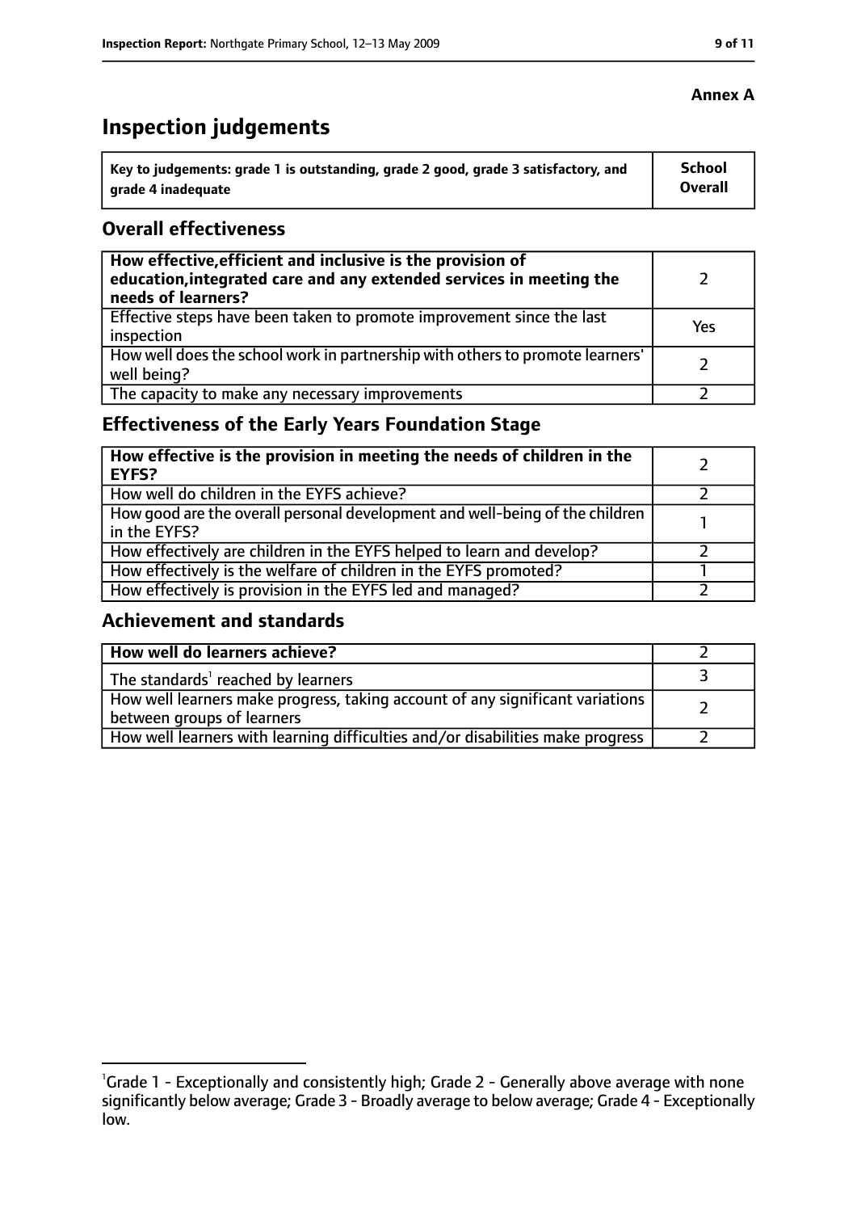**Annex A**

# Inspection judgements

| Key to judgements: grade 1 is outstanding, grade 2 good, grade 3 satisfactory, and grade 4 inadequate | School Overall |
|---|---|

## Overall effectiveness

| | |
|---|---|
| **How effective, efficient and inclusive is the provision of education, integrated care and any extended services in meeting the needs of learners?** | 2 |
| Effective steps have been taken to promote improvement since the last inspection | Yes |
| How well does the school work in partnership with others to promote learners' well being? | 2 |
| The capacity to make any necessary improvements | 2 |

## Effectiveness of the Early Years Foundation Stage

| | |
|---|---|
| **How effective is the provision in meeting the needs of children in the EYFS?** | 2 |
| How well do children in the EYFS achieve? | 2 |
| How good are the overall personal development and well-being of the children in the EYFS? | 1 |
| How effectively are children in the EYFS helped to learn and develop? | 2 |
| How effectively is the welfare of children in the EYFS promoted? | 1 |
| How effectively is provision in the EYFS led and managed? | 2 |

## Achievement and standards

| | |
|---|---|
| **How well do learners achieve?** | 2 |
| The standards[1] reached by learners | 3 |
| How well learners make progress, taking account of any significant variations between groups of learners | 2 |
| How well learners with learning difficulties and/or disabilities make progress | 2 |

[1] Grade 1 - Exceptionally and consistently high; Grade 2 - Generally above average with none significantly below average; Grade 3 - Broadly average to below average; Grade 4 - Exceptionally low.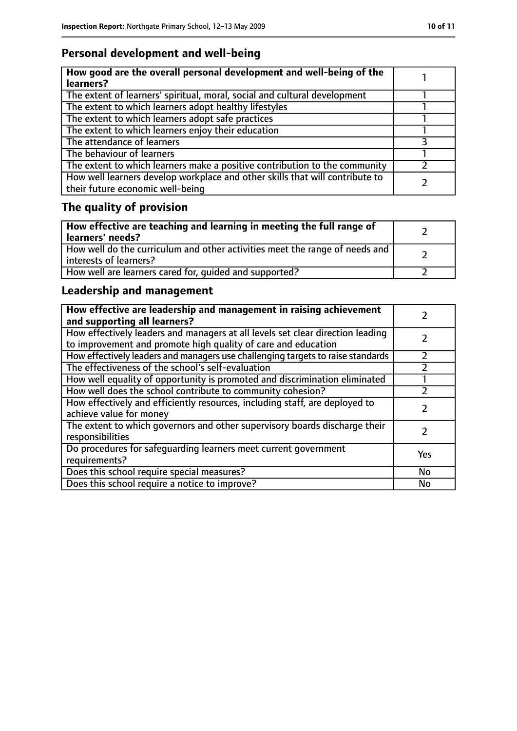## Personal development and well-being

| **How good are the overall personal development and well-being of the learners?** | 1 |
|---|---|
| The extent of learners' spiritual, moral, social and cultural development | 1 |
| The extent to which learners adopt healthy lifestyles | 1 |
| The extent to which learners adopt safe practices | 1 |
| The extent to which learners enjoy their education | 1 |
| The attendance of learners | 3 |
| The behaviour of learners | 1 |
| The extent to which learners make a positive contribution to the community | 2 |
| How well learners develop workplace and other skills that will contribute to their future economic well-being | 2 |

## The quality of provision

| **How effective are teaching and learning in meeting the full range of learners' needs?** | 2 |
|---|---|
| How well do the curriculum and other activities meet the range of needs and interests of learners? | 2 |
| How well are learners cared for, guided and supported? | 2 |

## Leadership and management

| **How effective are leadership and management in raising achievement and supporting all learners?** | 2 |
|---|---|
| How effectively leaders and managers at all levels set clear direction leading to improvement and promote high quality of care and education | 2 |
| How effectively leaders and managers use challenging targets to raise standards | 2 |
| The effectiveness of the school's self-evaluation | 2 |
| How well equality of opportunity is promoted and discrimination eliminated | 1 |
| How well does the school contribute to community cohesion? | 2 |
| How effectively and efficiently resources, including staff, are deployed to achieve value for money | 2 |
| The extent to which governors and other supervisory boards discharge their responsibilities | 2 |
| Do procedures for safeguarding learners meet current government requirements? | Yes |
| Does this school require special measures? | No |
| Does this school require a notice to improve? | No |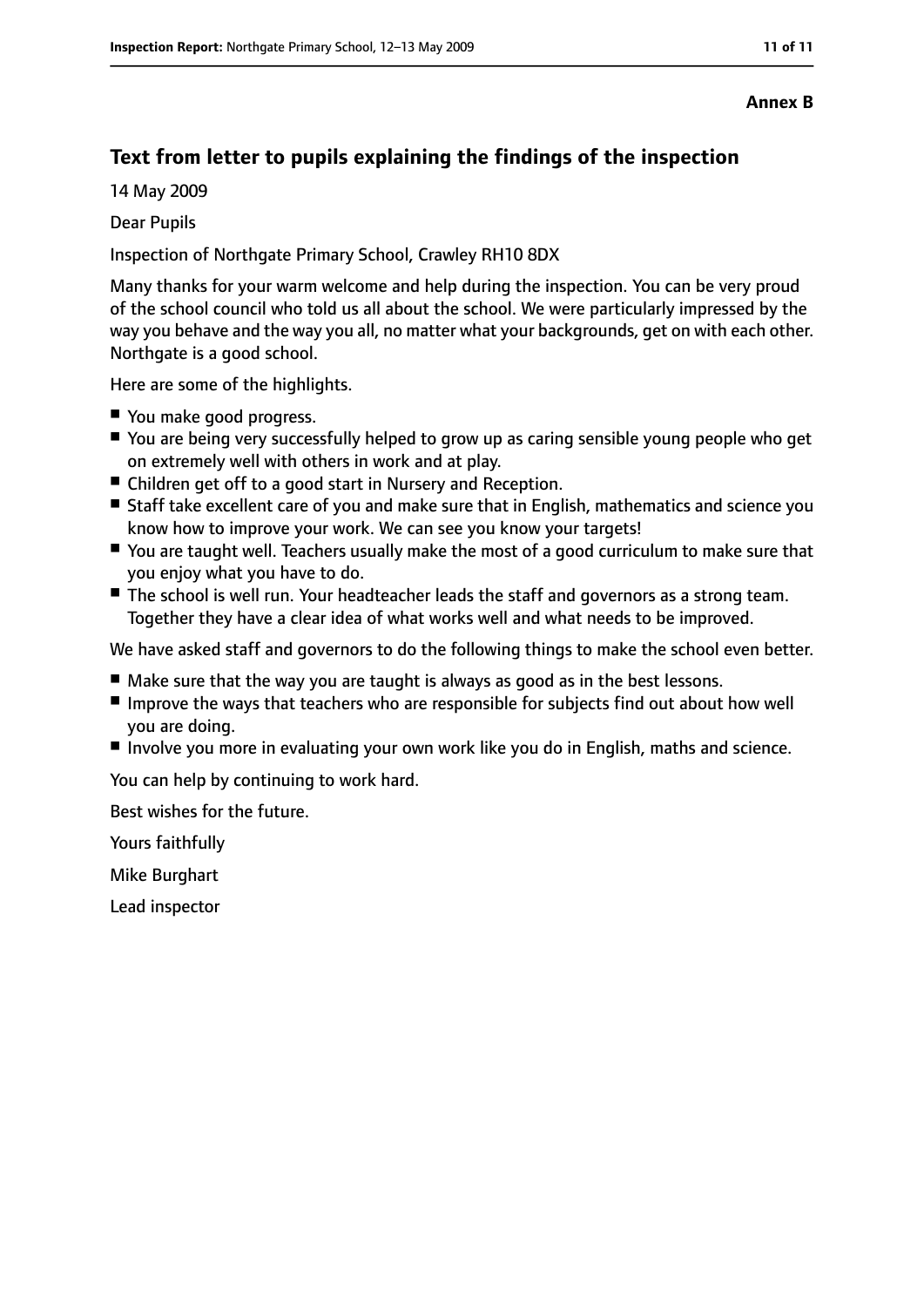**Annex B**

## Text from letter to pupils explaining the findings of the inspection

14 May 2009

Dear Pupils

Inspection of Northgate Primary School, Crawley RH10 8DX

Many thanks for your warm welcome and help during the inspection. You can be very proud of the school council who told us all about the school. We were particularly impressed by the way you behave and the way you all, no matter what your backgrounds, get on with each other. Northgate is a good school.

Here are some of the highlights.

- You make good progress.
- You are being very successfully helped to grow up as caring sensible young people who get on extremely well with others in work and at play.
- Children get off to a good start in Nursery and Reception.
- Staff take excellent care of you and make sure that in English, mathematics and science you know how to improve your work. We can see you know your targets!
- You are taught well. Teachers usually make the most of a good curriculum to make sure that you enjoy what you have to do.
- The school is well run. Your headteacher leads the staff and governors as a strong team. Together they have a clear idea of what works well and what needs to be improved.

We have asked staff and governors to do the following things to make the school even better.

- Make sure that the way you are taught is always as good as in the best lessons.
- Improve the ways that teachers who are responsible for subjects find out about how well you are doing.
- Involve you more in evaluating your own work like you do in English, maths and science.

You can help by continuing to work hard.

Best wishes for the future.

Yours faithfully

Mike Burghart

Lead inspector